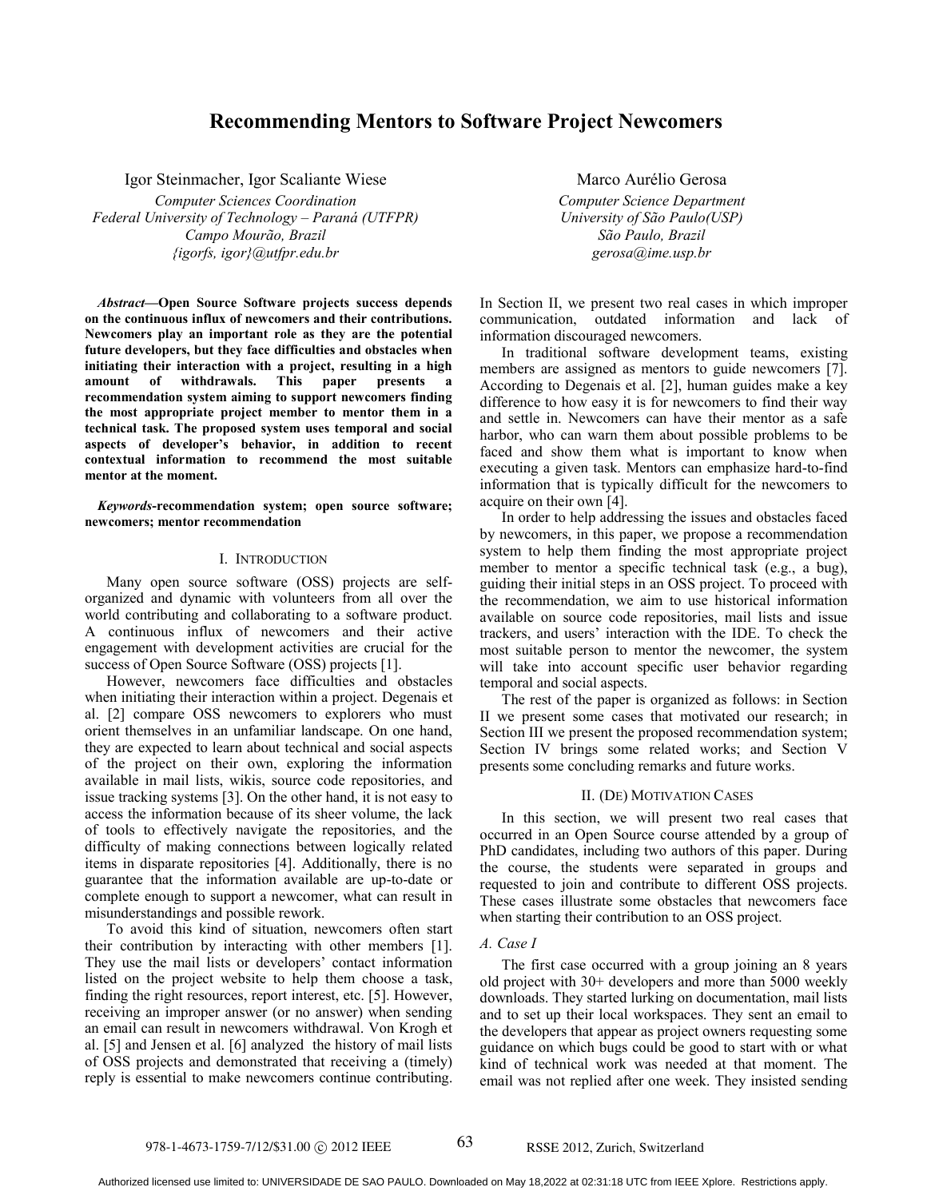# Recommending Mentors to Software Project Newcomers

Igor Steinmacher, Igor Scaliante Wiese
*Computer Sciences Coordination*
*Federal University of Technology – Paraná (UTFPR)*
*Campo Mourão, Brazil*
*{igorfs, igor}@utfpr.edu.br*

Marco Aurélio Gerosa
*Computer Science Department*
*University of São Paulo(USP)*
*São Paulo, Brazil*
*gerosa@ime.usp.br*

***Abstract*—Open Source Software projects success depends on the continuous influx of newcomers and their contributions. Newcomers play an important role as they are the potential future developers, but they face difficulties and obstacles when initiating their interaction with a project, resulting in a high amount of withdrawals. This paper presents a recommendation system aiming to support newcomers finding the most appropriate project member to mentor them in a technical task. The proposed system uses temporal and social aspects of developer's behavior, in addition to recent contextual information to recommend the most suitable mentor at the moment.**

***Keywords*-recommendation system; open source software; newcomers; mentor recommendation**

## I. Introduction

Many open source software (OSS) projects are self-organized and dynamic with volunteers from all over the world contributing and collaborating to a software product. A continuous influx of newcomers and their active engagement with development activities are crucial for the success of Open Source Software (OSS) projects [1].

However, newcomers face difficulties and obstacles when initiating their interaction within a project. Degenais et al. [2] compare OSS newcomers to explorers who must orient themselves in an unfamiliar landscape. On one hand, they are expected to learn about technical and social aspects of the project on their own, exploring the information available in mail lists, wikis, source code repositories, and issue tracking systems [3]. On the other hand, it is not easy to access the information because of its sheer volume, the lack of tools to effectively navigate the repositories, and the difficulty of making connections between logically related items in disparate repositories [4]. Additionally, there is no guarantee that the information available are up-to-date or complete enough to support a newcomer, what can result in misunderstandings and possible rework.

To avoid this kind of situation, newcomers often start their contribution by interacting with other members [1]. They use the mail lists or developers' contact information listed on the project website to help them choose a task, finding the right resources, report interest, etc. [5]. However, receiving an improper answer (or no answer) when sending an email can result in newcomers withdrawal. Von Krogh et al. [5] and Jensen et al. [6] analyzed the history of mail lists of OSS projects and demonstrated that receiving a (timely) reply is essential to make newcomers continue contributing. In Section II, we present two real cases in which improper communication, outdated information and lack of information discouraged newcomers.

In traditional software development teams, existing members are assigned as mentors to guide newcomers [7]. According to Degenais et al. [2], human guides make a key difference to how easy it is for newcomers to find their way and settle in. Newcomers can have their mentor as a safe harbor, who can warn them about possible problems to be faced and show them what is important to know when executing a given task. Mentors can emphasize hard-to-find information that is typically difficult for the newcomers to acquire on their own [4].

In order to help addressing the issues and obstacles faced by newcomers, in this paper, we propose a recommendation system to help them finding the most appropriate project member to mentor a specific technical task (e.g., a bug), guiding their initial steps in an OSS project. To proceed with the recommendation, we aim to use historical information available on source code repositories, mail lists and issue trackers, and users' interaction with the IDE. To check the most suitable person to mentor the newcomer, the system will take into account specific user behavior regarding temporal and social aspects.

The rest of the paper is organized as follows: in Section II we present some cases that motivated our research; in Section III we present the proposed recommendation system; Section IV brings some related works; and Section V presents some concluding remarks and future works.

## II. (De) Motivation Cases

In this section, we will present two real cases that occurred in an Open Source course attended by a group of PhD candidates, including two authors of this paper. During the course, the students were separated in groups and requested to join and contribute to different OSS projects. These cases illustrate some obstacles that newcomers face when starting their contribution to an OSS project.

### A. Case I

The first case occurred with a group joining an 8 years old project with 30+ developers and more than 5000 weekly downloads. They started lurking on documentation, mail lists and to set up their local workspaces. They sent an email to the developers that appear as project owners requesting some guidance on which bugs could be good to start with or what kind of technical work was needed at that moment. The email was not replied after one week. They insisted sending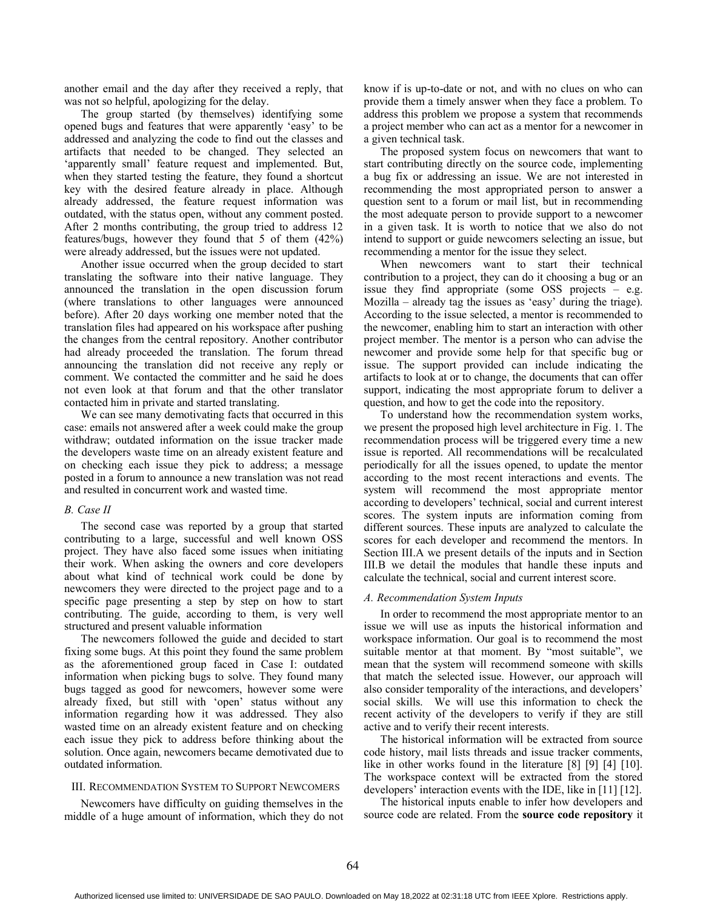another email and the day after they received a reply, that was not so helpful, apologizing for the delay.

The group started (by themselves) identifying some opened bugs and features that were apparently 'easy' to be addressed and analyzing the code to find out the classes and artifacts that needed to be changed. They selected an 'apparently small' feature request and implemented. But, when they started testing the feature, they found a shortcut key with the desired feature already in place. Although already addressed, the feature request information was outdated, with the status open, without any comment posted. After 2 months contributing, the group tried to address 12 features/bugs, however they found that 5 of them (42%) were already addressed, but the issues were not updated.

Another issue occurred when the group decided to start translating the software into their native language. They announced the translation in the open discussion forum (where translations to other languages were announced before). After 20 days working one member noted that the translation files had appeared on his workspace after pushing the changes from the central repository. Another contributor had already proceeded the translation. The forum thread announcing the translation did not receive any reply or comment. We contacted the committer and he said he does not even look at that forum and that the other translator contacted him in private and started translating.

We can see many demotivating facts that occurred in this case: emails not answered after a week could make the group withdraw; outdated information on the issue tracker made the developers waste time on an already existent feature and on checking each issue they pick to address; a message posted in a forum to announce a new translation was not read and resulted in concurrent work and wasted time.

### *B. Case II*

The second case was reported by a group that started contributing to a large, successful and well known OSS project. They have also faced some issues when initiating their work. When asking the owners and core developers about what kind of technical work could be done by newcomers they were directed to the project page and to a specific page presenting a step by step on how to start contributing. The guide, according to them, is very well structured and present valuable information

The newcomers followed the guide and decided to start fixing some bugs. At this point they found the same problem as the aforementioned group faced in Case I: outdated information when picking bugs to solve. They found many bugs tagged as good for newcomers, however some were already fixed, but still with 'open' status without any information regarding how it was addressed. They also wasted time on an already existent feature and on checking each issue they pick to address before thinking about the solution. Once again, newcomers became demotivated due to outdated information.

## III. Recommendation System to Support Newcomers

Newcomers have difficulty on guiding themselves in the middle of a huge amount of information, which they do not know if is up-to-date or not, and with no clues on who can provide them a timely answer when they face a problem. To address this problem we propose a system that recommends a project member who can act as a mentor for a newcomer in a given technical task.

The proposed system focus on newcomers that want to start contributing directly on the source code, implementing a bug fix or addressing an issue. We are not interested in recommending the most appropriated person to answer a question sent to a forum or mail list, but in recommending the most adequate person to provide support to a newcomer in a given task. It is worth to notice that we also do not intend to support or guide newcomers selecting an issue, but recommending a mentor for the issue they select.

When newcomers want to start their technical contribution to a project, they can do it choosing a bug or an issue they find appropriate (some OSS projects – e.g. Mozilla – already tag the issues as 'easy' during the triage). According to the issue selected, a mentor is recommended to the newcomer, enabling him to start an interaction with other project member. The mentor is a person who can advise the newcomer and provide some help for that specific bug or issue. The support provided can include indicating the artifacts to look at or to change, the documents that can offer support, indicating the most appropriate forum to deliver a question, and how to get the code into the repository.

To understand how the recommendation system works, we present the proposed high level architecture in Fig. 1. The recommendation process will be triggered every time a new issue is reported. All recommendations will be recalculated periodically for all the issues opened, to update the mentor according to the most recent interactions and events. The system will recommend the most appropriate mentor according to developers' technical, social and current interest scores. The system inputs are information coming from different sources. These inputs are analyzed to calculate the scores for each developer and recommend the mentors. In Section III.A we present details of the inputs and in Section III.B we detail the modules that handle these inputs and calculate the technical, social and current interest score.

### *A. Recommendation System Inputs*

In order to recommend the most appropriate mentor to an issue we will use as inputs the historical information and workspace information. Our goal is to recommend the most suitable mentor at that moment. By "most suitable", we mean that the system will recommend someone with skills that match the selected issue. However, our approach will also consider temporality of the interactions, and developers' social skills. We will use this information to check the recent activity of the developers to verify if they are still active and to verify their recent interests.

The historical information will be extracted from source code history, mail lists threads and issue tracker comments, like in other works found in the literature [8] [9] [4] [10]. The workspace context will be extracted from the stored developers' interaction events with the IDE, like in [11] [12].

The historical inputs enable to infer how developers and source code are related. From the **source code repository** it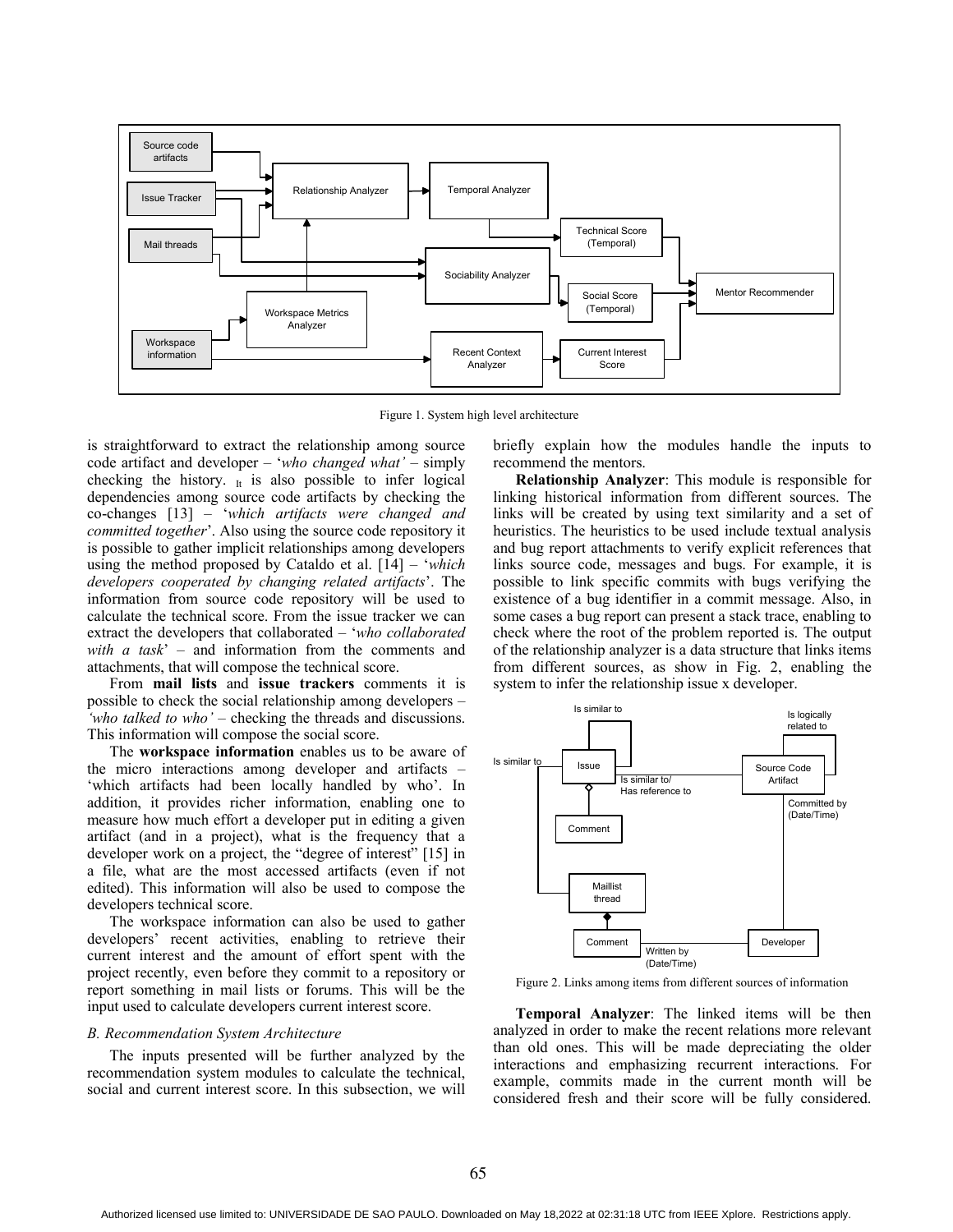Figure 1. System high level architecture

is straightforward to extract the relationship among source code artifact and developer – '*who changed what'* – simply checking the history. It is also possible to infer logical dependencies among source code artifacts by checking the co-changes [13] – '*which artifacts were changed and committed together*'. Also using the source code repository it is possible to gather implicit relationships among developers using the method proposed by Cataldo et al. [14] – '*which developers cooperated by changing related artifacts*'. The information from source code repository will be used to calculate the technical score. From the issue tracker we can extract the developers that collaborated – '*who collaborated with a task*' – and information from the comments and attachments, that will compose the technical score.

From **mail lists** and **issue trackers** comments it is possible to check the social relationship among developers – *'who talked to who'* – checking the threads and discussions. This information will compose the social score.

The **workspace information** enables us to be aware of the micro interactions among developer and artifacts – 'which artifacts had been locally handled by who'. In addition, it provides richer information, enabling one to measure how much effort a developer put in editing a given artifact (and in a project), what is the frequency that a developer work on a project, the "degree of interest" [15] in a file, what are the most accessed artifacts (even if not edited). This information will also be used to compose the developers technical score.

The workspace information can also be used to gather developers' recent activities, enabling to retrieve their current interest and the amount of effort spent with the project recently, even before they commit to a repository or report something in mail lists or forums. This will be the input used to calculate developers current interest score.

### *B. Recommendation System Architecture*

The inputs presented will be further analyzed by the recommendation system modules to calculate the technical, social and current interest score. In this subsection, we will briefly explain how the modules handle the inputs to recommend the mentors.

**Relationship Analyzer**: This module is responsible for linking historical information from different sources. The links will be created by using text similarity and a set of heuristics. The heuristics to be used include textual analysis and bug report attachments to verify explicit references that links source code, messages and bugs. For example, it is possible to link specific commits with bugs verifying the existence of a bug identifier in a commit message. Also, in some cases a bug report can present a stack trace, enabling to check where the root of the problem reported is. The output of the relationship analyzer is a data structure that links items from different sources, as show in Fig. 2, enabling the system to infer the relationship issue x developer.

Figure 2. Links among items from different sources of information

**Temporal Analyzer**: The linked items will be then analyzed in order to make the recent relations more relevant than old ones. This will be made depreciating the older interactions and emphasizing recurrent interactions. For example, commits made in the current month will be considered fresh and their score will be fully considered.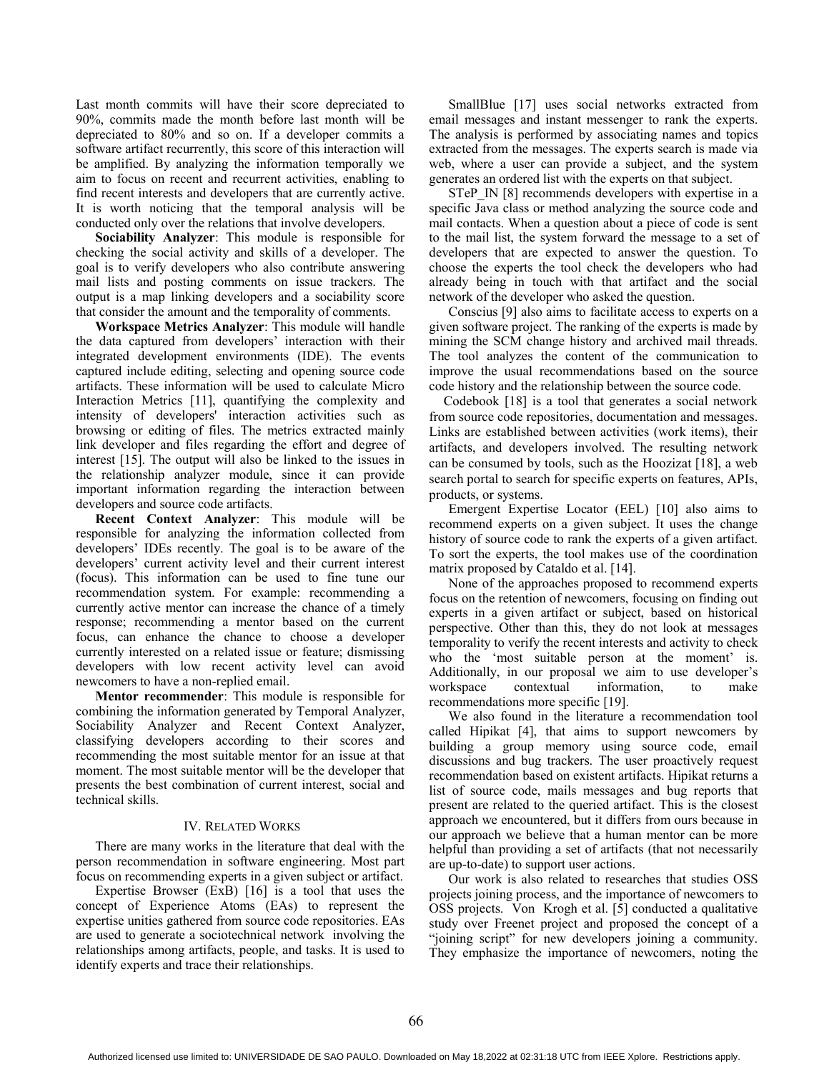Last month commits will have their score depreciated to 90%, commits made the month before last month will be depreciated to 80% and so on. If a developer commits a software artifact recurrently, this score of this interaction will be amplified. By analyzing the information temporally we aim to focus on recent and recurrent activities, enabling to find recent interests and developers that are currently active. It is worth noticing that the temporal analysis will be conducted only over the relations that involve developers.

**Sociability Analyzer**: This module is responsible for checking the social activity and skills of a developer. The goal is to verify developers who also contribute answering mail lists and posting comments on issue trackers. The output is a map linking developers and a sociability score that consider the amount and the temporality of comments.

**Workspace Metrics Analyzer**: This module will handle the data captured from developers' interaction with their integrated development environments (IDE). The events captured include editing, selecting and opening source code artifacts. These information will be used to calculate Micro Interaction Metrics [11], quantifying the complexity and intensity of developers' interaction activities such as browsing or editing of files. The metrics extracted mainly link developer and files regarding the effort and degree of interest [15]. The output will also be linked to the issues in the relationship analyzer module, since it can provide important information regarding the interaction between developers and source code artifacts.

**Recent Context Analyzer**: This module will be responsible for analyzing the information collected from developers' IDEs recently. The goal is to be aware of the developers' current activity level and their current interest (focus). This information can be used to fine tune our recommendation system. For example: recommending a currently active mentor can increase the chance of a timely response; recommending a mentor based on the current focus, can enhance the chance to choose a developer currently interested on a related issue or feature; dismissing developers with low recent activity level can avoid newcomers to have a non-replied email.

**Mentor recommender**: This module is responsible for combining the information generated by Temporal Analyzer, Sociability Analyzer and Recent Context Analyzer, classifying developers according to their scores and recommending the most suitable mentor for an issue at that moment. The most suitable mentor will be the developer that presents the best combination of current interest, social and technical skills.

## IV. RELATED WORKS

There are many works in the literature that deal with the person recommendation in software engineering. Most part focus on recommending experts in a given subject or artifact.

Expertise Browser (ExB) [16] is a tool that uses the concept of Experience Atoms (EAs) to represent the expertise unities gathered from source code repositories. EAs are used to generate a sociotechnical network involving the relationships among artifacts, people, and tasks. It is used to identify experts and trace their relationships.

SmallBlue [17] uses social networks extracted from email messages and instant messenger to rank the experts. The analysis is performed by associating names and topics extracted from the messages. The experts search is made via web, where a user can provide a subject, and the system generates an ordered list with the experts on that subject.

STeP_IN [8] recommends developers with expertise in a specific Java class or method analyzing the source code and mail contacts. When a question about a piece of code is sent to the mail list, the system forward the message to a set of developers that are expected to answer the question. To choose the experts the tool check the developers who had already being in touch with that artifact and the social network of the developer who asked the question.

Conscius [9] also aims to facilitate access to experts on a given software project. The ranking of the experts is made by mining the SCM change history and archived mail threads. The tool analyzes the content of the communication to improve the usual recommendations based on the source code history and the relationship between the source code.

Codebook [18] is a tool that generates a social network from source code repositories, documentation and messages. Links are established between activities (work items), their artifacts, and developers involved. The resulting network can be consumed by tools, such as the Hoozizat [18], a web search portal to search for specific experts on features, APIs, products, or systems.

Emergent Expertise Locator (EEL) [10] also aims to recommend experts on a given subject. It uses the change history of source code to rank the experts of a given artifact. To sort the experts, the tool makes use of the coordination matrix proposed by Cataldo et al. [14].

None of the approaches proposed to recommend experts focus on the retention of newcomers, focusing on finding out experts in a given artifact or subject, based on historical perspective. Other than this, they do not look at messages temporality to verify the recent interests and activity to check who the 'most suitable person at the moment' is. Additionally, in our proposal we aim to use developer's workspace contextual information, to make recommendations more specific [19].

We also found in the literature a recommendation tool called Hipikat [4], that aims to support newcomers by building a group memory using source code, email discussions and bug trackers. The user proactively request recommendation based on existent artifacts. Hipikat returns a list of source code, mails messages and bug reports that present are related to the queried artifact. This is the closest approach we encountered, but it differs from ours because in our approach we believe that a human mentor can be more helpful than providing a set of artifacts (that not necessarily are up-to-date) to support user actions.

Our work is also related to researches that studies OSS projects joining process, and the importance of newcomers to OSS projects. Von Krogh et al. [5] conducted a qualitative study over Freenet project and proposed the concept of a "joining script" for new developers joining a community. They emphasize the importance of newcomers, noting the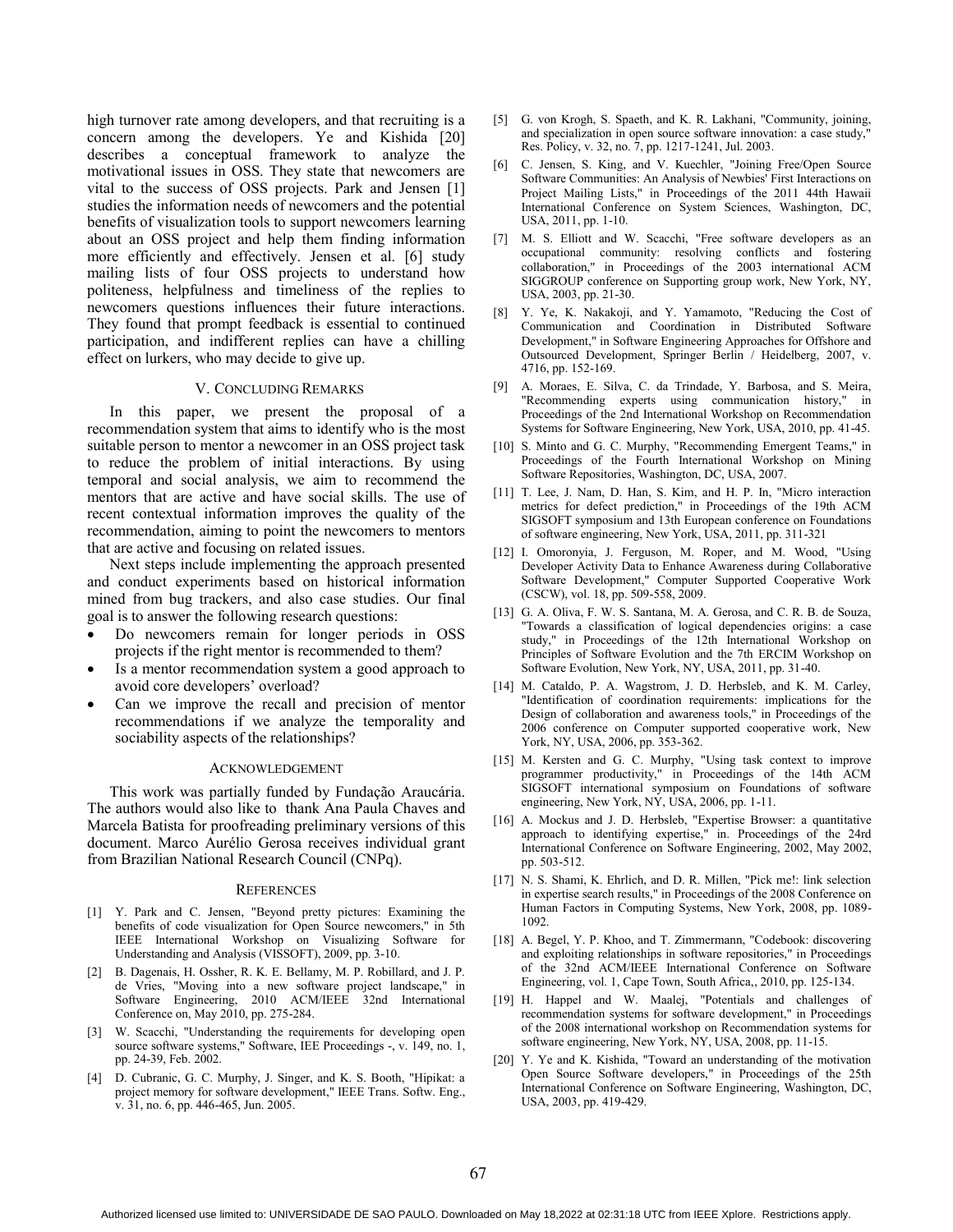high turnover rate among developers, and that recruiting is a concern among the developers. Ye and Kishida [20] describes a conceptual framework to analyze the motivational issues in OSS. They state that newcomers are vital to the success of OSS projects. Park and Jensen [1] studies the information needs of newcomers and the potential benefits of visualization tools to support newcomers learning about an OSS project and help them finding information more efficiently and effectively. Jensen et al. [6] study mailing lists of four OSS projects to understand how politeness, helpfulness and timeliness of the replies to newcomers questions influences their future interactions. They found that prompt feedback is essential to continued participation, and indifferent replies can have a chilling effect on lurkers, who may decide to give up.

## V. Concluding Remarks

In this paper, we present the proposal of a recommendation system that aims to identify who is the most suitable person to mentor a newcomer in an OSS project task to reduce the problem of initial interactions. By using temporal and social analysis, we aim to recommend the mentors that are active and have social skills. The use of recent contextual information improves the quality of the recommendation, aiming to point the newcomers to mentors that are active and focusing on related issues.

Next steps include implementing the approach presented and conduct experiments based on historical information mined from bug trackers, and also case studies. Our final goal is to answer the following research questions:

- Do newcomers remain for longer periods in OSS projects if the right mentor is recommended to them?
- Is a mentor recommendation system a good approach to avoid core developers' overload?
- Can we improve the recall and precision of mentor recommendations if we analyze the temporality and sociability aspects of the relationships?

## Acknowledgement

This work was partially funded by Fundação Araucária. The authors would also like to thank Ana Paula Chaves and Marcela Batista for proofreading preliminary versions of this document. Marco Aurélio Gerosa receives individual grant from Brazilian National Research Council (CNPq).

## References

[1] Y. Park and C. Jensen, "Beyond pretty pictures: Examining the benefits of code visualization for Open Source newcomers," in 5th IEEE International Workshop on Visualizing Software for Understanding and Analysis (VISSOFT), 2009, pp. 3-10.

[2] B. Dagenais, H. Ossher, R. K. E. Bellamy, M. P. Robillard, and J. P. de Vries, "Moving into a new software project landscape," in Software Engineering, 2010 ACM/IEEE 32nd International Conference on, May 2010, pp. 275-284.

[3] W. Scacchi, "Understanding the requirements for developing open source software systems," Software, IEE Proceedings -, v. 149, no. 1, pp. 24-39, Feb. 2002.

[4] D. Cubranic, G. C. Murphy, J. Singer, and K. S. Booth, "Hipikat: a project memory for software development," IEEE Trans. Softw. Eng., v. 31, no. 6, pp. 446-465, Jun. 2005.

[5] G. von Krogh, S. Spaeth, and K. R. Lakhani, "Community, joining, and specialization in open source software innovation: a case study," Res. Policy, v. 32, no. 7, pp. 1217-1241, Jul. 2003.

[6] C. Jensen, S. King, and V. Kuechler, "Joining Free/Open Source Software Communities: An Analysis of Newbies' First Interactions on Project Mailing Lists," in Proceedings of the 2011 44th Hawaii International Conference on System Sciences, Washington, DC, USA, 2011, pp. 1-10.

[7] M. S. Elliott and W. Scacchi, "Free software developers as an occupational community: resolving conflicts and fostering collaboration," in Proceedings of the 2003 international ACM SIGGROUP conference on Supporting group work, New York, NY, USA, 2003, pp. 21-30.

[8] Y. Ye, K. Nakakoji, and Y. Yamamoto, "Reducing the Cost of Communication and Coordination in Distributed Software Development," in Software Engineering Approaches for Offshore and Outsourced Development, Springer Berlin / Heidelberg, 2007, v. 4716, pp. 152-169.

[9] A. Moraes, E. Silva, C. da Trindade, Y. Barbosa, and S. Meira, "Recommending experts using communication history," in Proceedings of the 2nd International Workshop on Recommendation Systems for Software Engineering, New York, USA, 2010, pp. 41-45.

[10] S. Minto and G. C. Murphy, "Recommending Emergent Teams," in Proceedings of the Fourth International Workshop on Mining Software Repositories, Washington, DC, USA, 2007.

[11] T. Lee, J. Nam, D. Han, S. Kim, and H. P. In, "Micro interaction metrics for defect prediction," in Proceedings of the 19th ACM SIGSOFT symposium and 13th European conference on Foundations of software engineering, New York, USA, 2011, pp. 311-321

[12] I. Omoronyia, J. Ferguson, M. Roper, and M. Wood, "Using Developer Activity Data to Enhance Awareness during Collaborative Software Development," Computer Supported Cooperative Work (CSCW), vol. 18, pp. 509-558, 2009.

[13] G. A. Oliva, F. W. S. Santana, M. A. Gerosa, and C. R. B. de Souza, "Towards a classification of logical dependencies origins: a case study," in Proceedings of the 12th International Workshop on Principles of Software Evolution and the 7th ERCIM Workshop on Software Evolution, New York, NY, USA, 2011, pp. 31-40.

[14] M. Cataldo, P. A. Wagstrom, J. D. Herbsleb, and K. M. Carley, "Identification of coordination requirements: implications for the Design of collaboration and awareness tools," in Proceedings of the 2006 conference on Computer supported cooperative work, New York, NY, USA, 2006, pp. 353-362.

[15] M. Kersten and G. C. Murphy, "Using task context to improve programmer productivity," in Proceedings of the 14th ACM SIGSOFT international symposium on Foundations of software engineering, New York, NY, USA, 2006, pp. 1-11.

[16] A. Mockus and J. D. Herbsleb, "Expertise Browser: a quantitative approach to identifying expertise," in. Proceedings of the 24rd International Conference on Software Engineering, 2002, May 2002, pp. 503-512.

[17] N. S. Shami, K. Ehrlich, and D. R. Millen, "Pick me!: link selection in expertise search results," in Proceedings of the 2008 Conference on Human Factors in Computing Systems, New York, 2008, pp. 1089-1092.

[18] A. Begel, Y. P. Khoo, and T. Zimmermann, "Codebook: discovering and exploiting relationships in software repositories," in Proceedings of the 32nd ACM/IEEE International Conference on Software Engineering, vol. 1, Cape Town, South Africa,, 2010, pp. 125-134.

[19] H. Happel and W. Maalej, "Potentials and challenges of recommendation systems for software development," in Proceedings of the 2008 international workshop on Recommendation systems for software engineering, New York, NY, USA, 2008, pp. 11-15.

[20] Y. Ye and K. Kishida, "Toward an understanding of the motivation Open Source Software developers," in Proceedings of the 25th International Conference on Software Engineering, Washington, DC, USA, 2003, pp. 419-429.